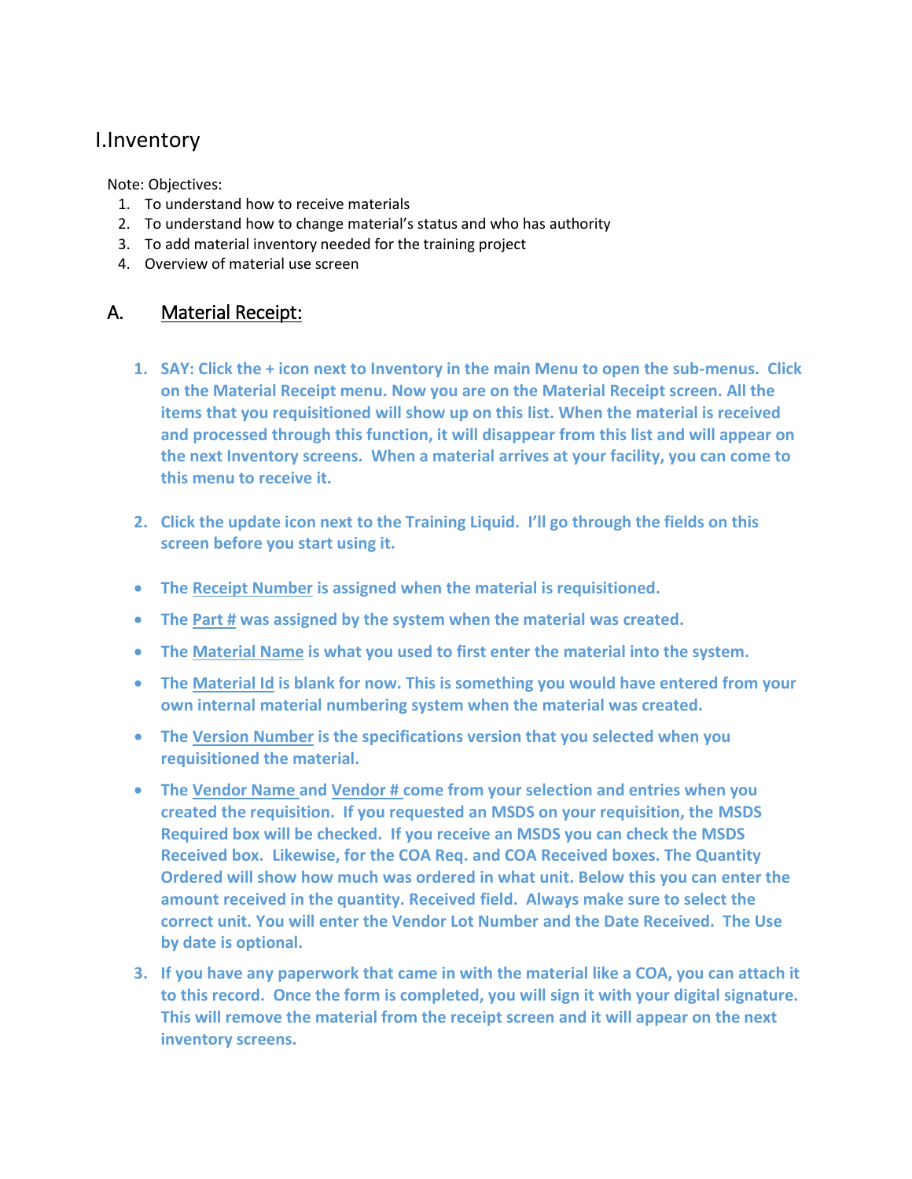# I.Inventory

Note: Objectives:

1. To understand how to receive materials
2. To understand how to change material's status and who has authority
3. To add material inventory needed for the training project
4. Overview of material use screen

## A. Material Receipt:

1. **SAY: Click the + icon next to Inventory in the main Menu to open the sub-menus. Click on the Material Receipt menu. Now you are on the Material Receipt screen. All the items that you requisitioned will show up on this list. When the material is received and processed through this function, it will disappear from this list and will appear on the next Inventory screens. When a material arrives at your facility, you can come to this menu to receive it.**

2. **Click the update icon next to the Training Liquid. I'll go through the fields on this screen before you start using it.**

- **The Receipt Number is assigned when the material is requisitioned.**
- **The Part # was assigned by the system when the material was created.**
- **The Material Name is what you used to first enter the material into the system.**
- **The Material Id is blank for now. This is something you would have entered from your own internal material numbering system when the material was created.**
- **The Version Number is the specifications version that you selected when you requisitioned the material.**
- **The Vendor Name and Vendor # come from your selection and entries when you created the requisition. If you requested an MSDS on your requisition, the MSDS Required box will be checked. If you receive an MSDS you can check the MSDS Received box. Likewise, for the COA Req. and COA Received boxes. The Quantity Ordered will show how much was ordered in what unit. Below this you can enter the amount received in the quantity. Received field. Always make sure to select the correct unit. You will enter the Vendor Lot Number and the Date Received. The Use by date is optional.**

3. **If you have any paperwork that came in with the material like a COA, you can attach it to this record. Once the form is completed, you will sign it with your digital signature. This will remove the material from the receipt screen and it will appear on the next inventory screens.**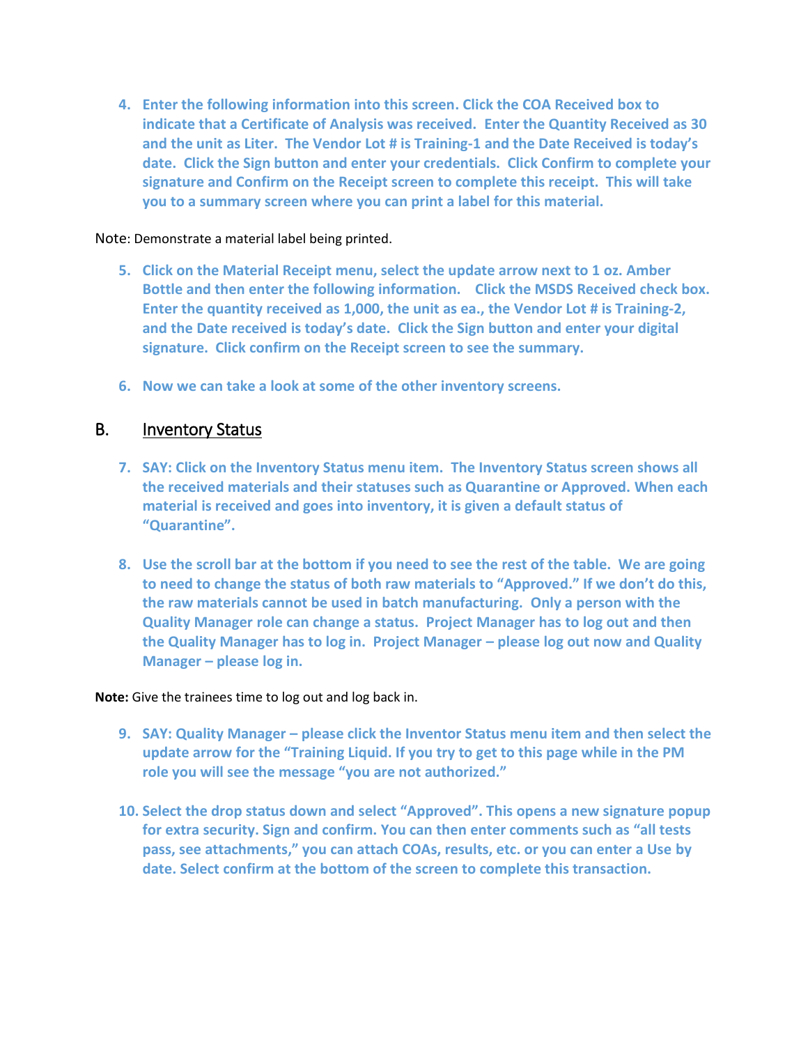4. **Enter the following information into this screen. Click the COA Received box to indicate that a Certificate of Analysis was received. Enter the Quantity Received as 30 and the unit as Liter. The Vendor Lot # is Training-1 and the Date Received is today's date. Click the Sign button and enter your credentials. Click Confirm to complete your signature and Confirm on the Receipt screen to complete this receipt. This will take you to a summary screen where you can print a label for this material.**

Note: Demonstrate a material label being printed.

5. **Click on the Material Receipt menu, select the update arrow next to 1 oz. Amber Bottle and then enter the following information. Click the MSDS Received check box. Enter the quantity received as 1,000, the unit as ea., the Vendor Lot # is Training-2, and the Date received is today's date. Click the Sign button and enter your digital signature. Click confirm on the Receipt screen to see the summary.**

6. **Now we can take a look at some of the other inventory screens.**

## B. Inventory Status

7. **SAY: Click on the Inventory Status menu item. The Inventory Status screen shows all the received materials and their statuses such as Quarantine or Approved. When each material is received and goes into inventory, it is given a default status of "Quarantine".**

8. **Use the scroll bar at the bottom if you need to see the rest of the table. We are going to need to change the status of both raw materials to "Approved." If we don't do this, the raw materials cannot be used in batch manufacturing. Only a person with the Quality Manager role can change a status. Project Manager has to log out and then the Quality Manager has to log in. Project Manager – please log out now and Quality Manager – please log in.**

**Note:** Give the trainees time to log out and log back in.

9. **SAY: Quality Manager – please click the Inventor Status menu item and then select the update arrow for the "Training Liquid. If you try to get to this page while in the PM role you will see the message "you are not authorized."**

10. **Select the drop status down and select "Approved". This opens a new signature popup for extra security. Sign and confirm. You can then enter comments such as "all tests pass, see attachments," you can attach COAs, results, etc. or you can enter a Use by date. Select confirm at the bottom of the screen to complete this transaction.**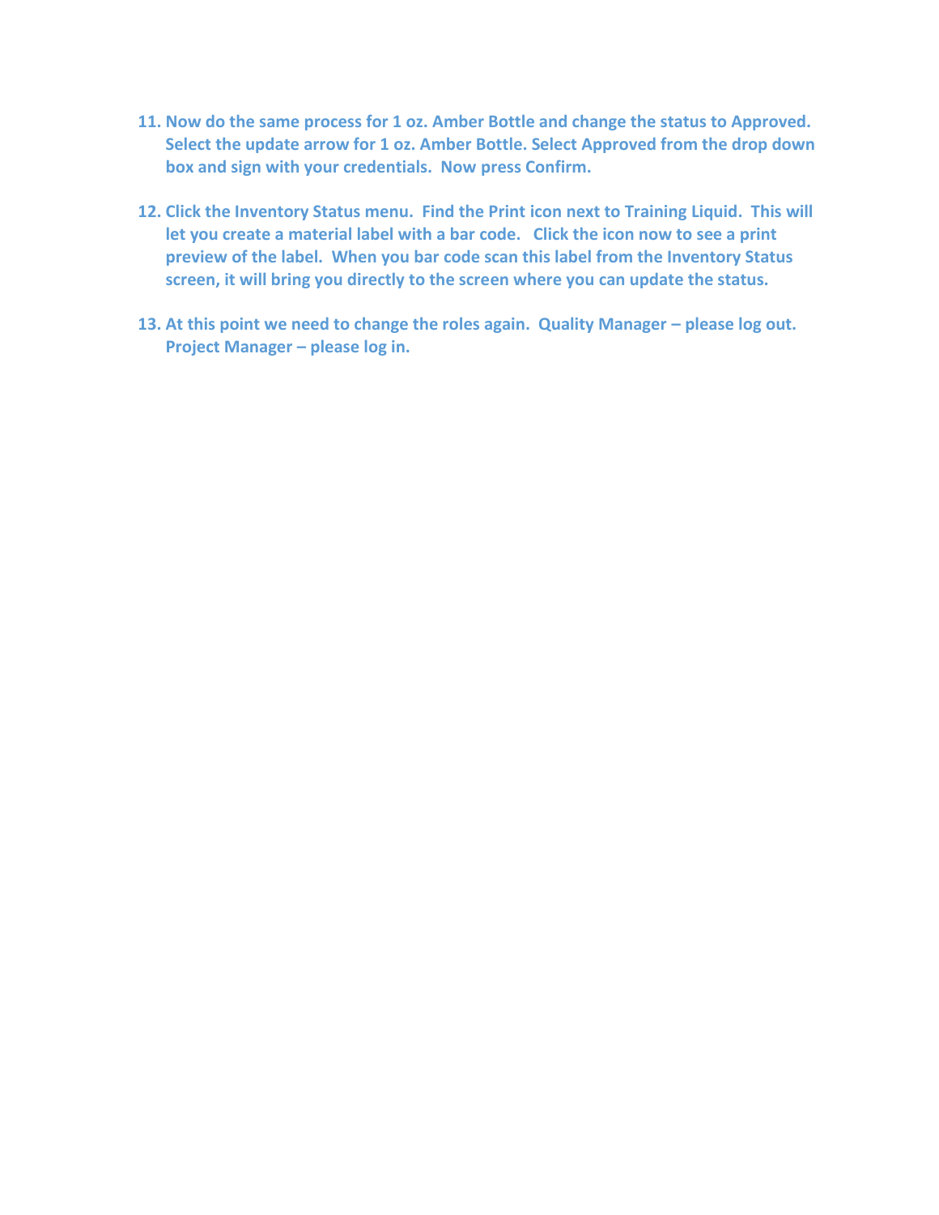11. **Now do the same process for 1 oz. Amber Bottle and change the status to Approved. Select the update arrow for 1 oz. Amber Bottle. Select Approved from the drop down box and sign with your credentials. Now press Confirm.**

12. **Click the Inventory Status menu. Find the Print icon next to Training Liquid. This will let you create a material label with a bar code. Click the icon now to see a print preview of the label. When you bar code scan this label from the Inventory Status screen, it will bring you directly to the screen where you can update the status.**

13. **At this point we need to change the roles again. Quality Manager – please log out. Project Manager – please log in.**